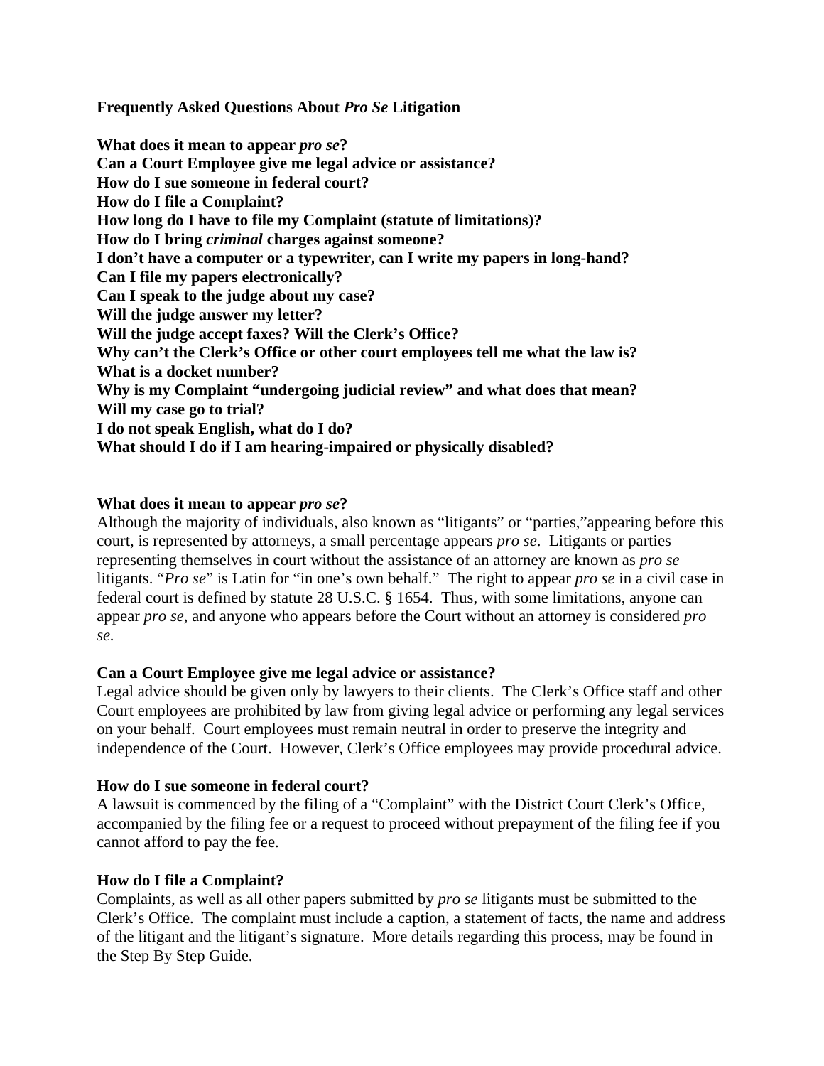**Frequently Asked Questions About *Pro Se* Litigation**

**What does it mean to appear *pro se*?**
**Can a Court Employee give me legal advice or assistance?**
**How do I sue someone in federal court?**
**How do I file a Complaint?**
**How long do I have to file my Complaint (statute of limitations)?**
**How do I bring *criminal* charges against someone?**
**I don't have a computer or a typewriter, can I write my papers in long-hand?**
**Can I file my papers electronically?**
**Can I speak to the judge about my case?**
**Will the judge answer my letter?**
**Will the judge accept faxes? Will the Clerk's Office?**
**Why can't the Clerk's Office or other court employees tell me what the law is?**
**What is a docket number?**
**Why is my Complaint "undergoing judicial review" and what does that mean?**
**Will my case go to trial?**
**I do not speak English, what do I do?**
**What should I do if I am hearing-impaired or physically disabled?**

**What does it mean to appear *pro se*?**

Although the majority of individuals, also known as "litigants" or "parties,"appearing before this court, is represented by attorneys, a small percentage appears *pro se*. Litigants or parties representing themselves in court without the assistance of an attorney are known as *pro se* litigants. "*Pro se*" is Latin for "in one's own behalf." The right to appear *pro se* in a civil case in federal court is defined by statute 28 U.S.C. § 1654. Thus, with some limitations, anyone can appear *pro se*, and anyone who appears before the Court without an attorney is considered *pro se*.

**Can a Court Employee give me legal advice or assistance?**

Legal advice should be given only by lawyers to their clients. The Clerk's Office staff and other Court employees are prohibited by law from giving legal advice or performing any legal services on your behalf. Court employees must remain neutral in order to preserve the integrity and independence of the Court. However, Clerk's Office employees may provide procedural advice.

**How do I sue someone in federal court?**

A lawsuit is commenced by the filing of a "Complaint" with the District Court Clerk's Office, accompanied by the filing fee or a request to proceed without prepayment of the filing fee if you cannot afford to pay the fee.

**How do I file a Complaint?**

Complaints, as well as all other papers submitted by *pro se* litigants must be submitted to the Clerk's Office. The complaint must include a caption, a statement of facts, the name and address of the litigant and the litigant's signature. More details regarding this process, may be found in the Step By Step Guide.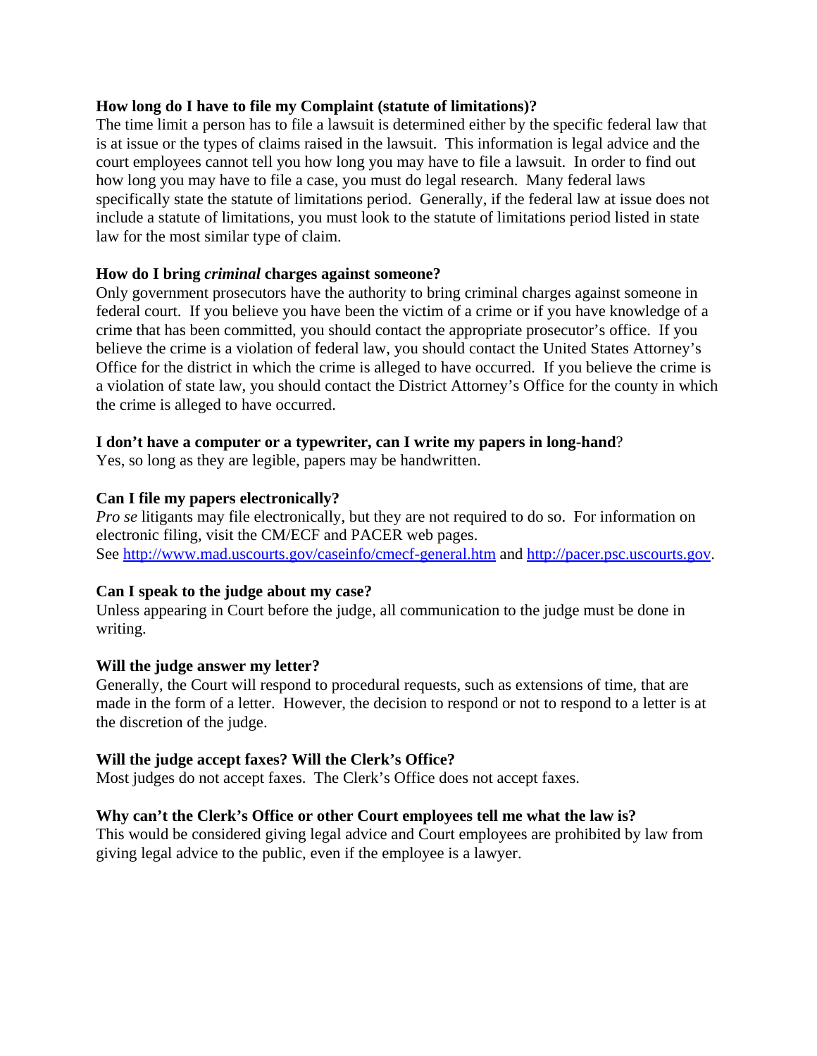**How long do I have to file my Complaint (statute of limitations)?**
The time limit a person has to file a lawsuit is determined either by the specific federal law that is at issue or the types of claims raised in the lawsuit. This information is legal advice and the court employees cannot tell you how long you may have to file a lawsuit. In order to find out how long you may have to file a case, you must do legal research. Many federal laws specifically state the statute of limitations period. Generally, if the federal law at issue does not include a statute of limitations, you must look to the statute of limitations period listed in state law for the most similar type of claim.

**How do I bring *criminal* charges against someone?**
Only government prosecutors have the authority to bring criminal charges against someone in federal court. If you believe you have been the victim of a crime or if you have knowledge of a crime that has been committed, you should contact the appropriate prosecutor's office. If you believe the crime is a violation of federal law, you should contact the United States Attorney's Office for the district in which the crime is alleged to have occurred. If you believe the crime is a violation of state law, you should contact the District Attorney's Office for the county in which the crime is alleged to have occurred.

**I don't have a computer or a typewriter, can I write my papers in long-hand**?
Yes, so long as they are legible, papers may be handwritten.

**Can I file my papers electronically?**
*Pro se* litigants may file electronically, but they are not required to do so. For information on electronic filing, visit the CM/ECF and PACER web pages.
See [http://www.mad.uscourts.gov/caseinfo/cmecf-general.htm](http://www.mad.uscourts.gov/caseinfo/cmecf-general.htm) and [http://pacer.psc.uscourts.gov](http://pacer.psc.uscourts.gov).

**Can I speak to the judge about my case?**
Unless appearing in Court before the judge, all communication to the judge must be done in writing.

**Will the judge answer my letter?**
Generally, the Court will respond to procedural requests, such as extensions of time, that are made in the form of a letter. However, the decision to respond or not to respond to a letter is at the discretion of the judge.

**Will the judge accept faxes? Will the Clerk's Office?**
Most judges do not accept faxes. The Clerk's Office does not accept faxes.

**Why can't the Clerk's Office or other Court employees tell me what the law is?**
This would be considered giving legal advice and Court employees are prohibited by law from giving legal advice to the public, even if the employee is a lawyer.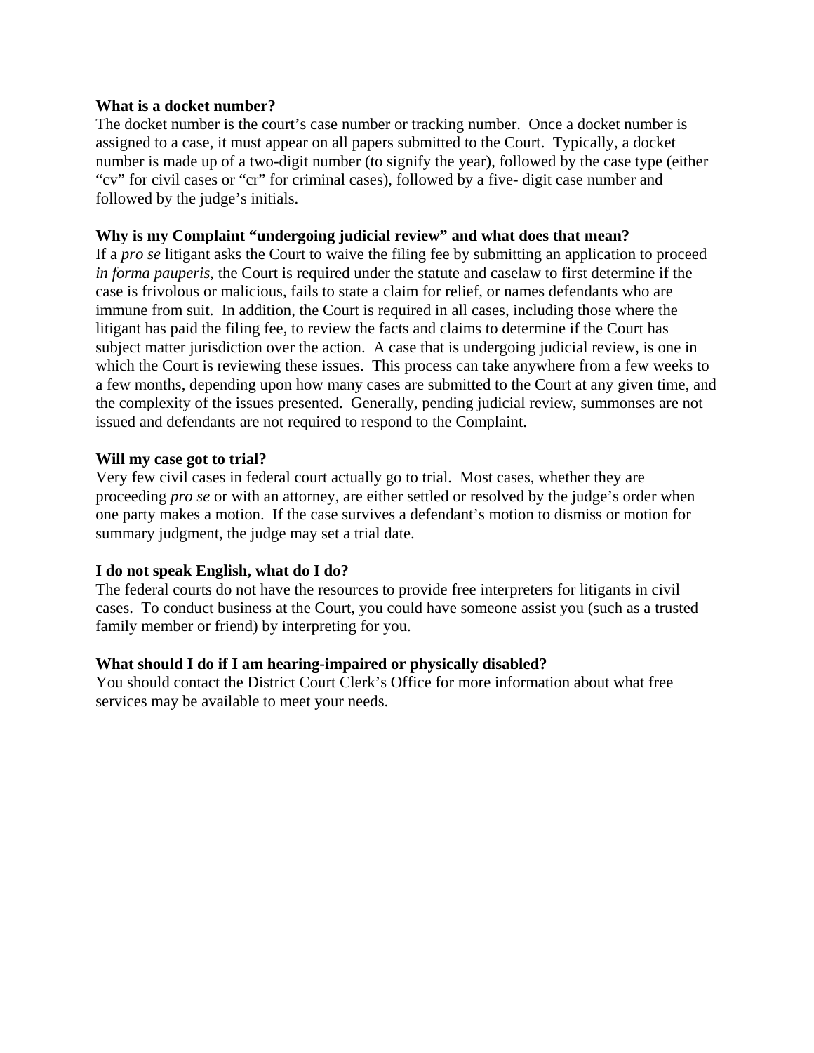**What is a docket number?**
The docket number is the court's case number or tracking number. Once a docket number is assigned to a case, it must appear on all papers submitted to the Court. Typically, a docket number is made up of a two-digit number (to signify the year), followed by the case type (either "cv" for civil cases or "cr" for criminal cases), followed by a five- digit case number and followed by the judge's initials.

**Why is my Complaint "undergoing judicial review" and what does that mean?**
If a *pro se* litigant asks the Court to waive the filing fee by submitting an application to proceed *in forma pauperis*, the Court is required under the statute and caselaw to first determine if the case is frivolous or malicious, fails to state a claim for relief, or names defendants who are immune from suit. In addition, the Court is required in all cases, including those where the litigant has paid the filing fee, to review the facts and claims to determine if the Court has subject matter jurisdiction over the action. A case that is undergoing judicial review, is one in which the Court is reviewing these issues. This process can take anywhere from a few weeks to a few months, depending upon how many cases are submitted to the Court at any given time, and the complexity of the issues presented. Generally, pending judicial review, summonses are not issued and defendants are not required to respond to the Complaint.

**Will my case got to trial?**
Very few civil cases in federal court actually go to trial. Most cases, whether they are proceeding *pro se* or with an attorney, are either settled or resolved by the judge's order when one party makes a motion. If the case survives a defendant's motion to dismiss or motion for summary judgment, the judge may set a trial date.

**I do not speak English, what do I do?**
The federal courts do not have the resources to provide free interpreters for litigants in civil cases. To conduct business at the Court, you could have someone assist you (such as a trusted family member or friend) by interpreting for you.

**What should I do if I am hearing-impaired or physically disabled?**
You should contact the District Court Clerk's Office for more information about what free services may be available to meet your needs.